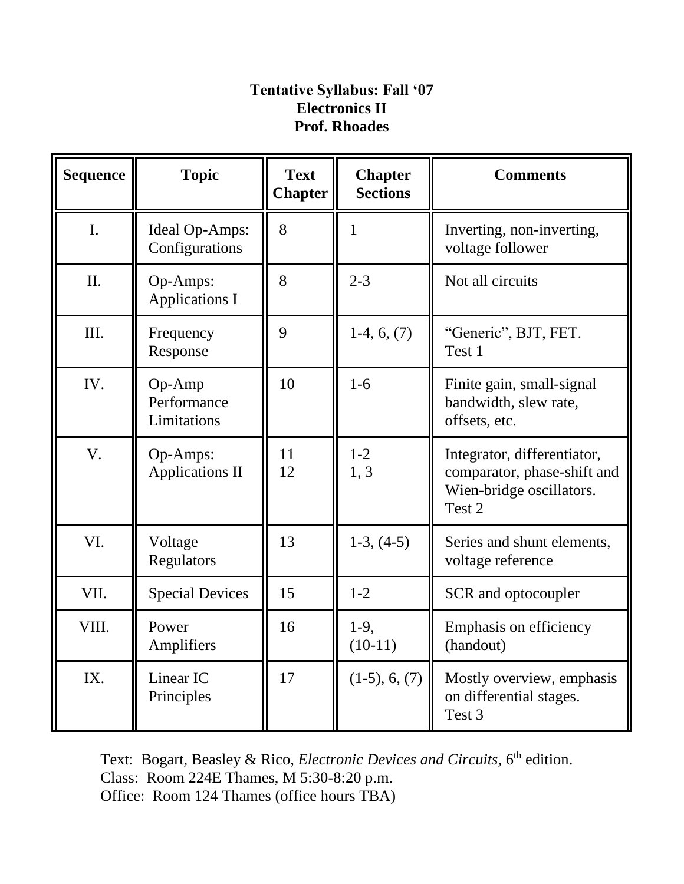**Tentative Syllabus: Fall '07**
**Electronics II**
**Prof. Rhoades**

| Sequence | Topic | Text Chapter | Chapter Sections | Comments |
|---|---|---|---|---|
| I. | Ideal Op-Amps: Configurations | 8 | 1 | Inverting, non-inverting, voltage follower |
| II. | Op-Amps: Applications I | 8 | 2-3 | Not all circuits |
| III. | Frequency Response | 9 | 1-4, 6, (7) | "Generic", BJT, FET. Test 1 |
| IV. | Op-Amp Performance Limitations | 10 | 1-6 | Finite gain, small-signal bandwidth, slew rate, offsets, etc. |
| V. | Op-Amps: Applications II | 11<br>12 | 1-2<br>1, 3 | Integrator, differentiator, comparator, phase-shift and Wien-bridge oscillators. Test 2 |
| VI. | Voltage Regulators | 13 | 1-3, (4-5) | Series and shunt elements, voltage reference |
| VII. | Special Devices | 15 | 1-2 | SCR and optocoupler |
| VIII. | Power Amplifiers | 16 | 1-9, (10-11) | Emphasis on efficiency (handout) |
| IX. | Linear IC Principles | 17 | (1-5), 6, (7) | Mostly overview, emphasis on differential stages. Test 3 |

Text: Bogart, Beasley & Rico, *Electronic Devices and Circuits*, 6th edition.
Class: Room 224E Thames, M 5:30-8:20 p.m.
Office: Room 124 Thames (office hours TBA)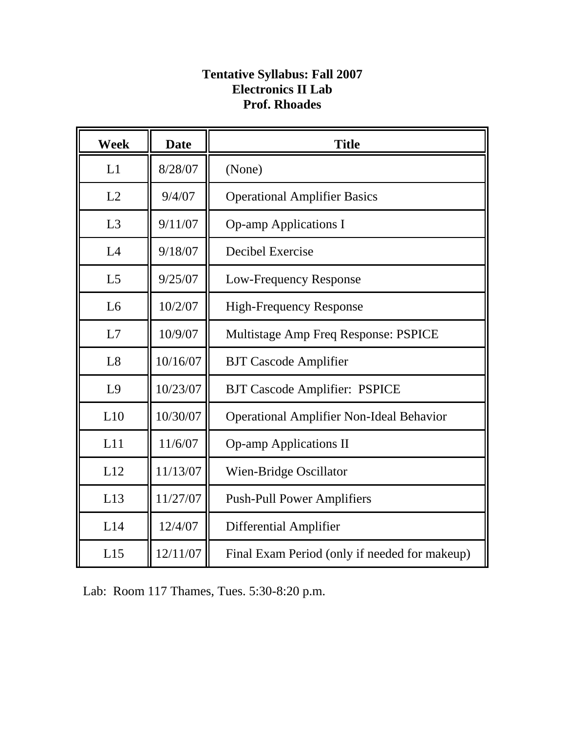**Tentative Syllabus: Fall 2007**
**Electronics II Lab**
**Prof. Rhoades**

| Week | Date | Title |
|---|---|---|
| L1 | 8/28/07 | (None) |
| L2 | 9/4/07 | Operational Amplifier Basics |
| L3 | 9/11/07 | Op-amp Applications I |
| L4 | 9/18/07 | Decibel Exercise |
| L5 | 9/25/07 | Low-Frequency Response |
| L6 | 10/2/07 | High-Frequency Response |
| L7 | 10/9/07 | Multistage Amp Freq Response: PSPICE |
| L8 | 10/16/07 | BJT Cascode Amplifier |
| L9 | 10/23/07 | BJT Cascode Amplifier: PSPICE |
| L10 | 10/30/07 | Operational Amplifier Non-Ideal Behavior |
| L11 | 11/6/07 | Op-amp Applications II |
| L12 | 11/13/07 | Wien-Bridge Oscillator |
| L13 | 11/27/07 | Push-Pull Power Amplifiers |
| L14 | 12/4/07 | Differential Amplifier |
| L15 | 12/11/07 | Final Exam Period (only if needed for makeup) |

Lab: Room 117 Thames, Tues. 5:30-8:20 p.m.